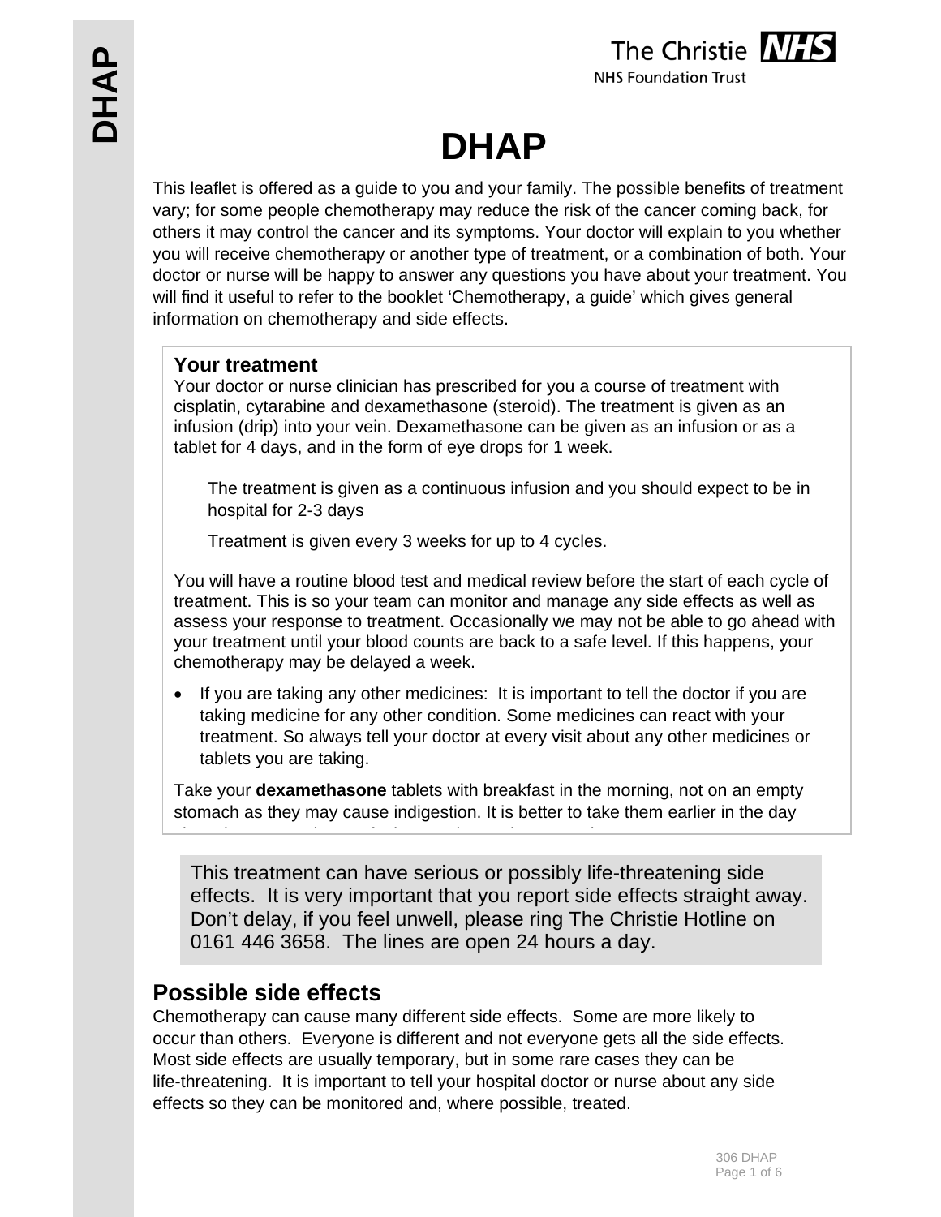# DHAP

This leaflet is offered as a guide to you and your family. The possible benefits of treatment vary; for some people chemotherapy may reduce the risk of the cancer coming back, for others it may control the cancer and its symptoms. Your doctor will explain to you whether you will receive chemotherapy or another type of treatment, or a combination of both. Your doctor or nurse will be happy to answer any questions you have about your treatment. You will find it useful to refer to the booklet 'Chemotherapy, a guide' which gives general information on chemotherapy and side effects.

## Your treatment

Your doctor or nurse clinician has prescribed for you a course of treatment with cisplatin, cytarabine and dexamethasone (steroid). The treatment is given as an infusion (drip) into your vein. Dexamethasone can be given as an infusion or as a tablet for 4 days, and in the form of eye drops for 1 week.

The treatment is given as a continuous infusion and you should expect to be in hospital for 2-3 days

Treatment is given every 3 weeks for up to 4 cycles.

You will have a routine blood test and medical review before the start of each cycle of treatment. This is so your team can monitor and manage any side effects as well as assess your response to treatment. Occasionally we may not be able to go ahead with your treatment until your blood counts are back to a safe level. If this happens, your chemotherapy may be delayed a week.

- If you are taking any other medicines: It is important to tell the doctor if you are taking medicine for any other condition. Some medicines can react with your treatment. So always tell your doctor at every visit about any other medicines or tablets you are taking.

Take your **dexamethasone** tablets with breakfast in the morning, not on an empty stomach as they may cause indigestion. It is better to take them earlier in the day

This treatment can have serious or possibly life-threatening side effects. It is very important that you report side effects straight away. Don't delay, if you feel unwell, please ring The Christie Hotline on 0161 446 3658. The lines are open 24 hours a day.

## Possible side effects

Chemotherapy can cause many different side effects. Some are more likely to occur than others. Everyone is different and not everyone gets all the side effects. Most side effects are usually temporary, but in some rare cases they can be life-threatening. It is important to tell your hospital doctor or nurse about any side effects so they can be monitored and, where possible, treated.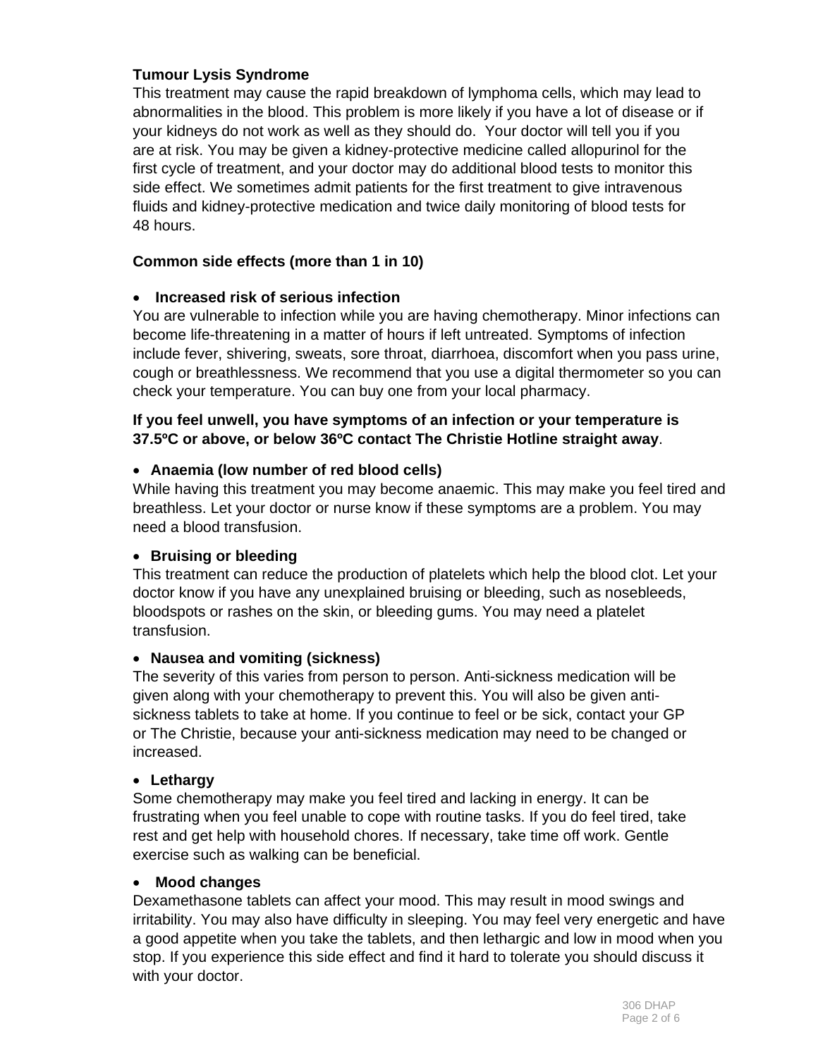**Tumour Lysis Syndrome**

This treatment may cause the rapid breakdown of lymphoma cells, which may lead to abnormalities in the blood. This problem is more likely if you have a lot of disease or if your kidneys do not work as well as they should do. Your doctor will tell you if you are at risk. You may be given a kidney-protective medicine called allopurinol for the first cycle of treatment, and your doctor may do additional blood tests to monitor this side effect. We sometimes admit patients for the first treatment to give intravenous fluids and kidney-protective medication and twice daily monitoring of blood tests for 48 hours.

**Common side effects (more than 1 in 10)**

- **Increased risk of serious infection**

You are vulnerable to infection while you are having chemotherapy. Minor infections can become life-threatening in a matter of hours if left untreated. Symptoms of infection include fever, shivering, sweats, sore throat, diarrhoea, discomfort when you pass urine, cough or breathlessness. We recommend that you use a digital thermometer so you can check your temperature. You can buy one from your local pharmacy.

**If you feel unwell, you have symptoms of an infection or your temperature is 37.5ºC or above, or below 36ºC contact The Christie Hotline straight away**.

- **Anaemia (low number of red blood cells)**

While having this treatment you may become anaemic. This may make you feel tired and breathless. Let your doctor or nurse know if these symptoms are a problem. You may need a blood transfusion.

- **Bruising or bleeding**

This treatment can reduce the production of platelets which help the blood clot. Let your doctor know if you have any unexplained bruising or bleeding, such as nosebleeds, bloodspots or rashes on the skin, or bleeding gums. You may need a platelet transfusion.

- **Nausea and vomiting (sickness)**

The severity of this varies from person to person. Anti-sickness medication will be given along with your chemotherapy to prevent this. You will also be given anti-sickness tablets to take at home. If you continue to feel or be sick, contact your GP or The Christie, because your anti-sickness medication may need to be changed or increased.

- **Lethargy**

Some chemotherapy may make you feel tired and lacking in energy. It can be frustrating when you feel unable to cope with routine tasks. If you do feel tired, take rest and get help with household chores. If necessary, take time off work. Gentle exercise such as walking can be beneficial.

- **Mood changes**

Dexamethasone tablets can affect your mood. This may result in mood swings and irritability. You may also have difficulty in sleeping. You may feel very energetic and have a good appetite when you take the tablets, and then lethargic and low in mood when you stop. If you experience this side effect and find it hard to tolerate you should discuss it with your doctor.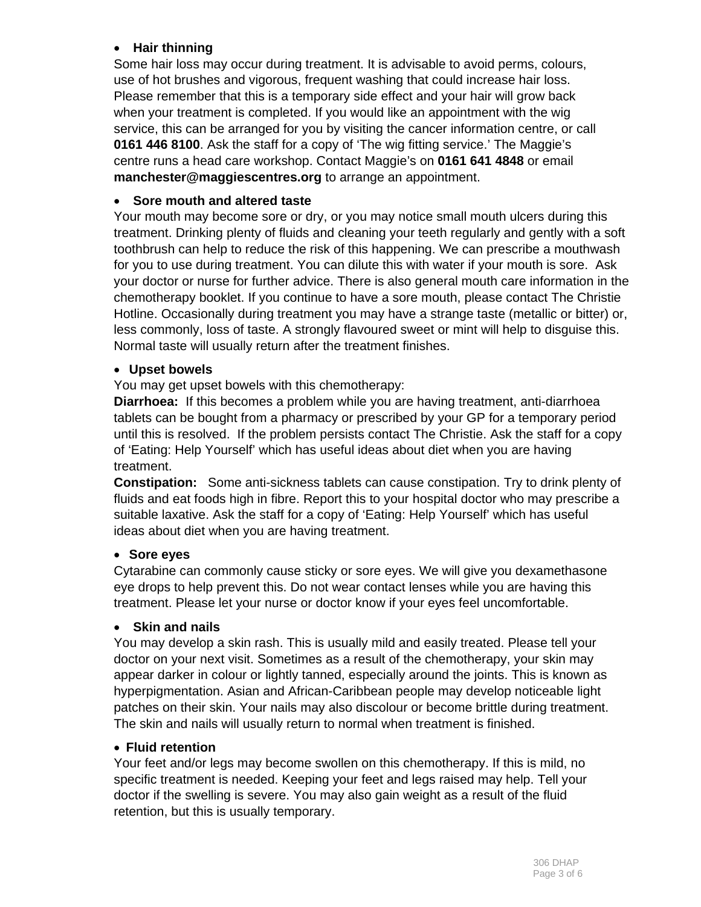- **Hair thinning**

Some hair loss may occur during treatment. It is advisable to avoid perms, colours, use of hot brushes and vigorous, frequent washing that could increase hair loss. Please remember that this is a temporary side effect and your hair will grow back when your treatment is completed. If you would like an appointment with the wig service, this can be arranged for you by visiting the cancer information centre, or call **0161 446 8100**. Ask the staff for a copy of 'The wig fitting service.' The Maggie's centre runs a head care workshop. Contact Maggie's on **0161 641 4848** or email **manchester@maggiescentres.org** to arrange an appointment.

- **Sore mouth and altered taste**

Your mouth may become sore or dry, or you may notice small mouth ulcers during this treatment. Drinking plenty of fluids and cleaning your teeth regularly and gently with a soft toothbrush can help to reduce the risk of this happening. We can prescribe a mouthwash for you to use during treatment. You can dilute this with water if your mouth is sore. Ask your doctor or nurse for further advice. There is also general mouth care information in the chemotherapy booklet. If you continue to have a sore mouth, please contact The Christie Hotline. Occasionally during treatment you may have a strange taste (metallic or bitter) or, less commonly, loss of taste. A strongly flavoured sweet or mint will help to disguise this. Normal taste will usually return after the treatment finishes.

- **Upset bowels**

You may get upset bowels with this chemotherapy:

**Diarrhoea:** If this becomes a problem while you are having treatment, anti-diarrhoea tablets can be bought from a pharmacy or prescribed by your GP for a temporary period until this is resolved. If the problem persists contact The Christie. Ask the staff for a copy of 'Eating: Help Yourself' which has useful ideas about diet when you are having treatment.

**Constipation:** Some anti-sickness tablets can cause constipation. Try to drink plenty of fluids and eat foods high in fibre. Report this to your hospital doctor who may prescribe a suitable laxative. Ask the staff for a copy of 'Eating: Help Yourself' which has useful ideas about diet when you are having treatment.

- **Sore eyes**

Cytarabine can commonly cause sticky or sore eyes. We will give you dexamethasone eye drops to help prevent this. Do not wear contact lenses while you are having this treatment. Please let your nurse or doctor know if your eyes feel uncomfortable.

- **Skin and nails**

You may develop a skin rash. This is usually mild and easily treated. Please tell your doctor on your next visit. Sometimes as a result of the chemotherapy, your skin may appear darker in colour or lightly tanned, especially around the joints. This is known as hyperpigmentation. Asian and African-Caribbean people may develop noticeable light patches on their skin. Your nails may also discolour or become brittle during treatment. The skin and nails will usually return to normal when treatment is finished.

- **Fluid retention**

Your feet and/or legs may become swollen on this chemotherapy. If this is mild, no specific treatment is needed. Keeping your feet and legs raised may help. Tell your doctor if the swelling is severe. You may also gain weight as a result of the fluid retention, but this is usually temporary.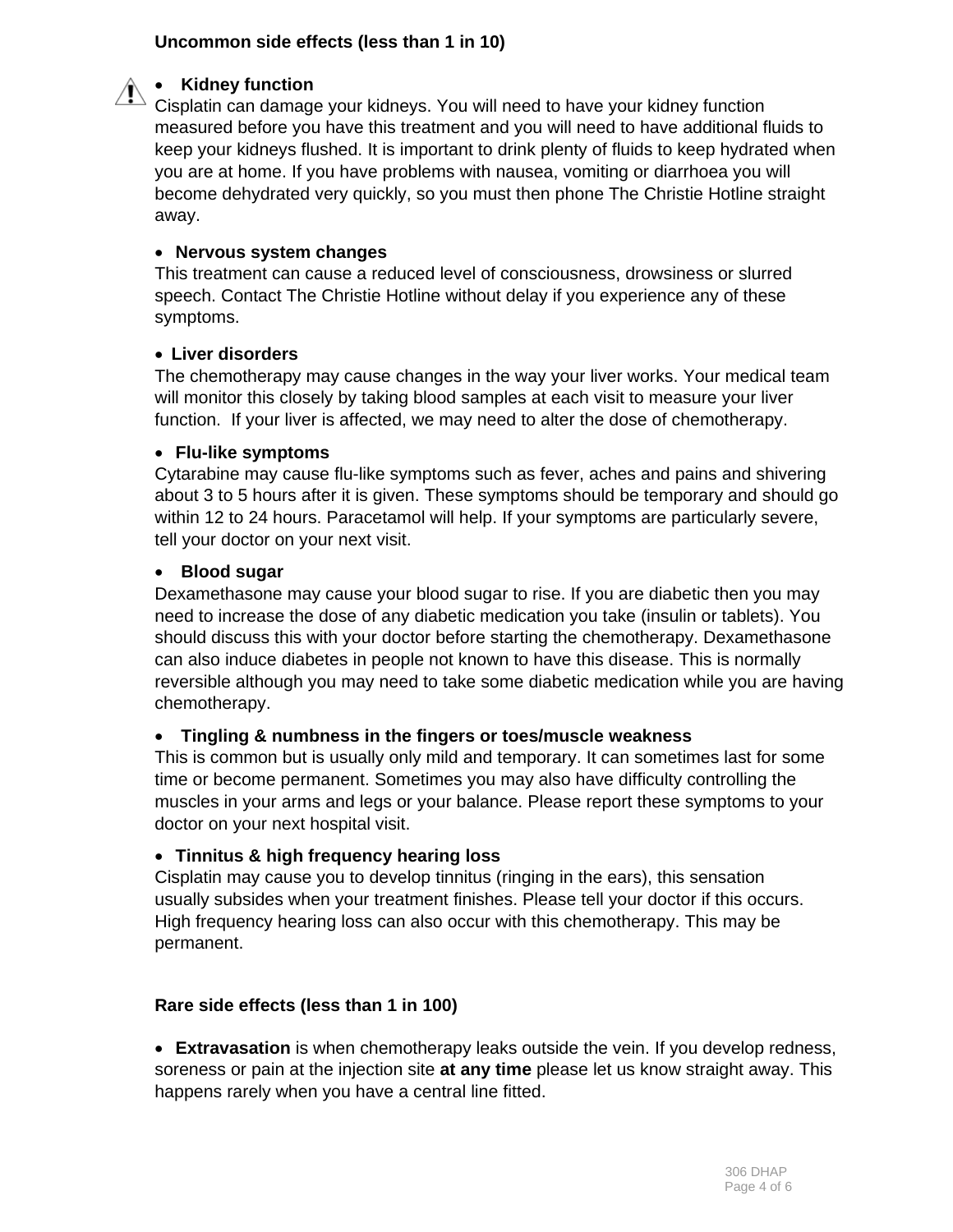**Uncommon side effects (less than 1 in 10)**

- **Kidney function**

Cisplatin can damage your kidneys. You will need to have your kidney function measured before you have this treatment and you will need to have additional fluids to keep your kidneys flushed. It is important to drink plenty of fluids to keep hydrated when you are at home. If you have problems with nausea, vomiting or diarrhoea you will become dehydrated very quickly, so you must then phone The Christie Hotline straight away.

- **Nervous system changes**

This treatment can cause a reduced level of consciousness, drowsiness or slurred speech. Contact The Christie Hotline without delay if you experience any of these symptoms.

- **Liver disorders**

The chemotherapy may cause changes in the way your liver works. Your medical team will monitor this closely by taking blood samples at each visit to measure your liver function. If your liver is affected, we may need to alter the dose of chemotherapy.

- **Flu-like symptoms**

Cytarabine may cause flu-like symptoms such as fever, aches and pains and shivering about 3 to 5 hours after it is given. These symptoms should be temporary and should go within 12 to 24 hours. Paracetamol will help. If your symptoms are particularly severe, tell your doctor on your next visit.

- **Blood sugar**

Dexamethasone may cause your blood sugar to rise. If you are diabetic then you may need to increase the dose of any diabetic medication you take (insulin or tablets). You should discuss this with your doctor before starting the chemotherapy. Dexamethasone can also induce diabetes in people not known to have this disease. This is normally reversible although you may need to take some diabetic medication while you are having chemotherapy.

- **Tingling & numbness in the fingers or toes/muscle weakness**

This is common but is usually only mild and temporary. It can sometimes last for some time or become permanent. Sometimes you may also have difficulty controlling the muscles in your arms and legs or your balance. Please report these symptoms to your doctor on your next hospital visit.

- **Tinnitus & high frequency hearing loss**

Cisplatin may cause you to develop tinnitus (ringing in the ears), this sensation usually subsides when your treatment finishes. Please tell your doctor if this occurs. High frequency hearing loss can also occur with this chemotherapy. This may be permanent.

**Rare side effects (less than 1 in 100)**

- **Extravasation** is when chemotherapy leaks outside the vein. If you develop redness, soreness or pain at the injection site **at any time** please let us know straight away. This happens rarely when you have a central line fitted.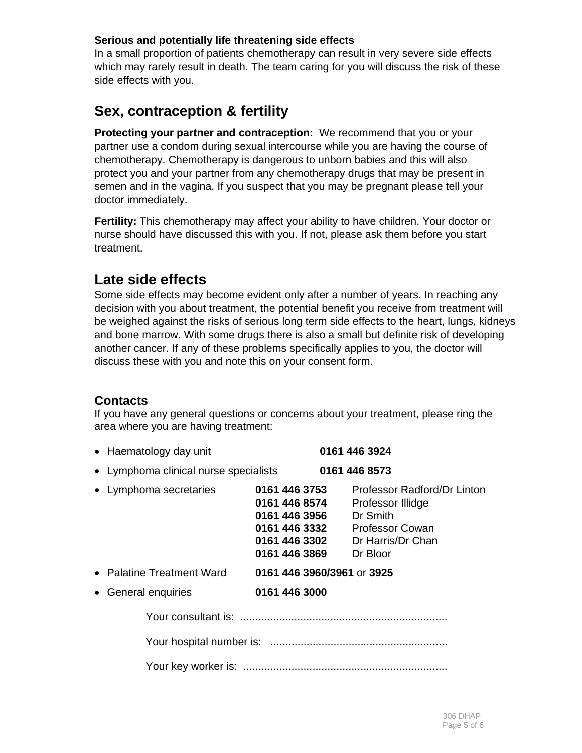**Serious and potentially life threatening side effects**

In a small proportion of patients chemotherapy can result in very severe side effects which may rarely result in death. The team caring for you will discuss the risk of these side effects with you.

## Sex, contraception & fertility

**Protecting your partner and contraception:** We recommend that you or your partner use a condom during sexual intercourse while you are having the course of chemotherapy. Chemotherapy is dangerous to unborn babies and this will also protect you and your partner from any chemotherapy drugs that may be present in semen and in the vagina. If you suspect that you may be pregnant please tell your doctor immediately.

**Fertility:** This chemotherapy may affect your ability to have children. Your doctor or nurse should have discussed this with you. If not, please ask them before you start treatment.

## Late side effects

Some side effects may become evident only after a number of years. In reaching any decision with you about treatment, the potential benefit you receive from treatment will be weighed against the risks of serious long term side effects to the heart, lungs, kidneys and bone marrow. With some drugs there is also a small but definite risk of developing another cancer. If any of these problems specifically applies to you, the doctor will discuss these with you and note this on your consent form.

### Contacts

If you have any general questions or concerns about your treatment, please ring the area where you are having treatment:

- Haematology day unit **0161 446 3924**
- Lymphoma clinical nurse specialists **0161 446 8573**
- Lymphoma secretaries
  - **0161 446 3753** Professor Radford/Dr Linton
  - **0161 446 8574** Professor Illidge
  - **0161 446 3956** Dr Smith
  - **0161 446 3332** Professor Cowan
  - **0161 446 3302** Dr Harris/Dr Chan
  - **0161 446 3869** Dr Bloor
- Palatine Treatment Ward **0161 446 3960/3961** or **3925**
- General enquiries **0161 446 3000**

Your consultant is: .....................................................................

Your hospital number is: ...........................................................

Your key worker is: ....................................................................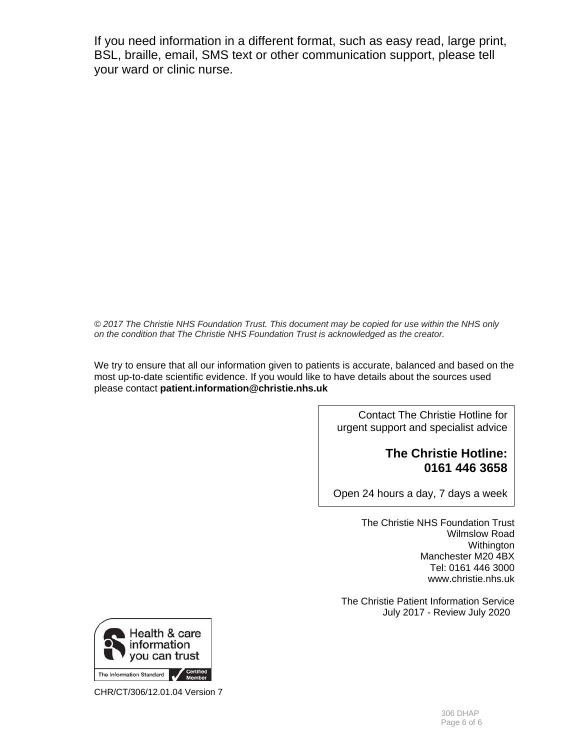If you need information in a different format, such as easy read, large print, BSL, braille, email, SMS text or other communication support, please tell your ward or clinic nurse.

*© 2017 The Christie NHS Foundation Trust. This document may be copied for use within the NHS only on the condition that The Christie NHS Foundation Trust is acknowledged as the creator.*

We try to ensure that all our information given to patients is accurate, balanced and based on the most up-to-date scientific evidence. If you would like to have details about the sources used please contact **patient.information@christie.nhs.uk**

Contact The Christie Hotline for urgent support and specialist advice

**The Christie Hotline: 0161 446 3658**

Open 24 hours a day, 7 days a week

The Christie NHS Foundation Trust
Wilmslow Road
Withington
Manchester M20 4BX
Tel: 0161 446 3000
www.christie.nhs.uk

The Christie Patient Information Service
July 2017 - Review July 2020

Health & care information you can trust
The Information Standard Certified Member

CHR/CT/306/12.01.04 Version 7

306 DHAP